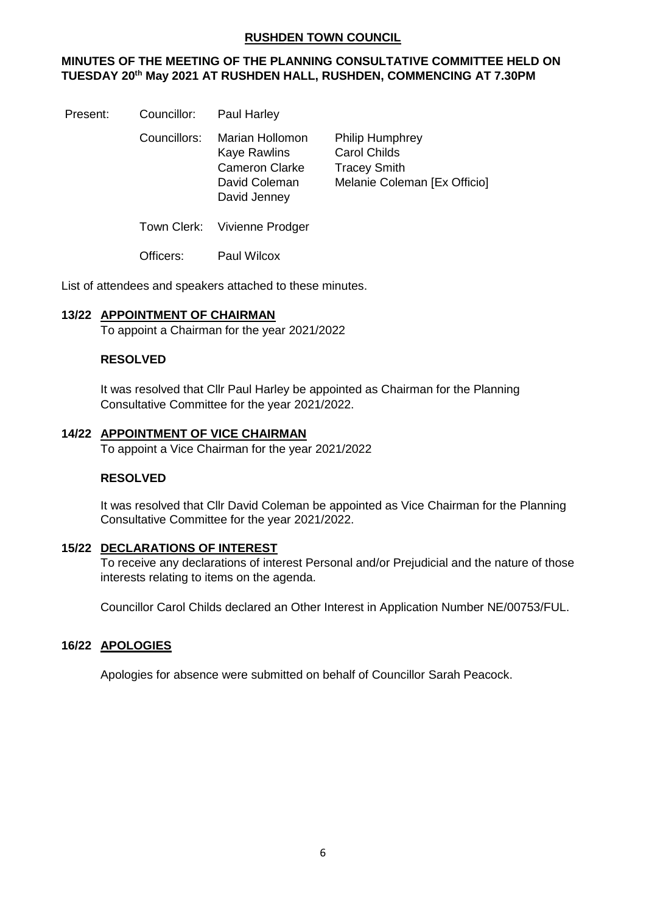**RUSHDEN TOWN COUNCIL**

**MINUTES OF THE MEETING OF THE PLANNING CONSULTATIVE COMMITTEE HELD ON TUESDAY 20th May 2021 AT RUSHDEN HALL, RUSHDEN, COMMENCING AT 7.30PM**

| Present: | Councillor: | Paul Harley | |
|---|---|---|---|
| | Councillors: | Marian Hollomon | Philip Humphrey |
| | | Kaye Rawlins | Carol Childs |
| | | Cameron Clarke | Tracey Smith |
| | | David Coleman | Melanie Coleman [Ex Officio] |
| | | David Jenney | |
| | Town Clerk: | Vivienne Prodger | |
| | Officers: | Paul Wilcox | |

List of attendees and speakers attached to these minutes.

**13/22 APPOINTMENT OF CHAIRMAN**

To appoint a Chairman for the year 2021/2022

**RESOLVED**

It was resolved that Cllr Paul Harley be appointed as Chairman for the Planning Consultative Committee for the year 2021/2022.

**14/22 APPOINTMENT OF VICE CHAIRMAN**

To appoint a Vice Chairman for the year 2021/2022

**RESOLVED**

It was resolved that Cllr David Coleman be appointed as Vice Chairman for the Planning Consultative Committee for the year 2021/2022.

**15/22 DECLARATIONS OF INTEREST**

To receive any declarations of interest Personal and/or Prejudicial and the nature of those interests relating to items on the agenda.

Councillor Carol Childs declared an Other Interest in Application Number NE/00753/FUL.

**16/22 APOLOGIES**

Apologies for absence were submitted on behalf of Councillor Sarah Peacock.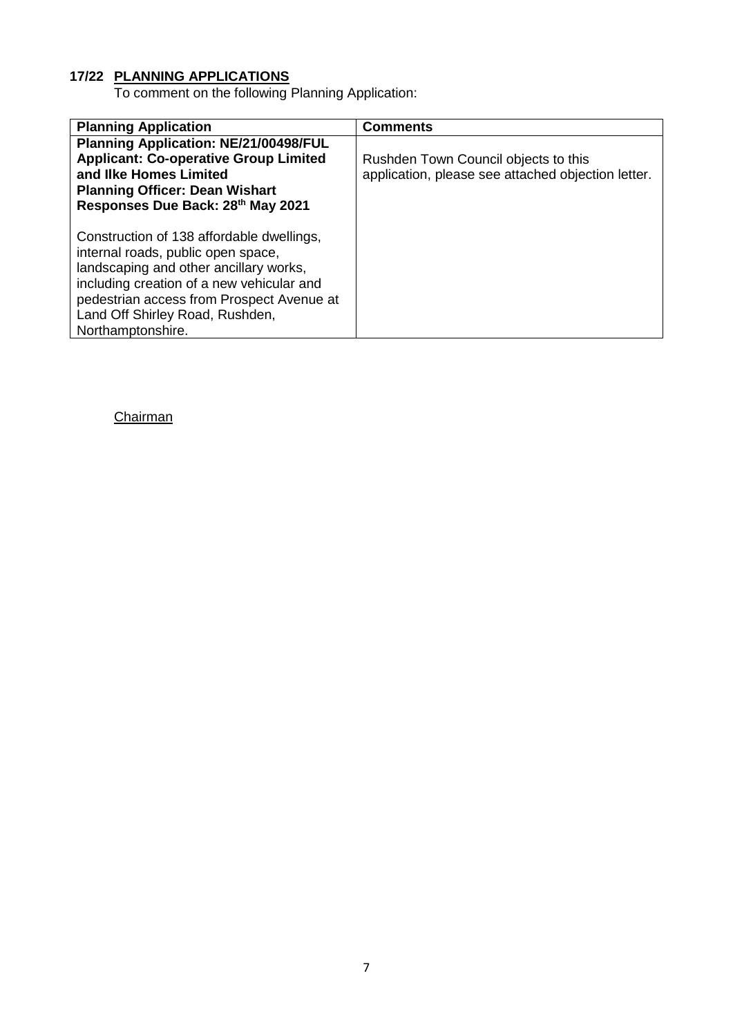## 17/22 PLANNING APPLICATIONS

To comment on the following Planning Application:

| Planning Application | Comments |
|---|---|
| **Planning Application: NE/21/00498/FUL**<br>**Applicant: Co-operative Group Limited and Ilke Homes Limited**<br>**Planning Officer: Dean Wishart**<br>**Responses Due Back: 28th May 2021**<br><br>Construction of 138 affordable dwellings, internal roads, public open space, landscaping and other ancillary works, including creation of a new vehicular and pedestrian access from Prospect Avenue at Land Off Shirley Road, Rushden, Northamptonshire. | Rushden Town Council objects to this application, please see attached objection letter. |

Chairman